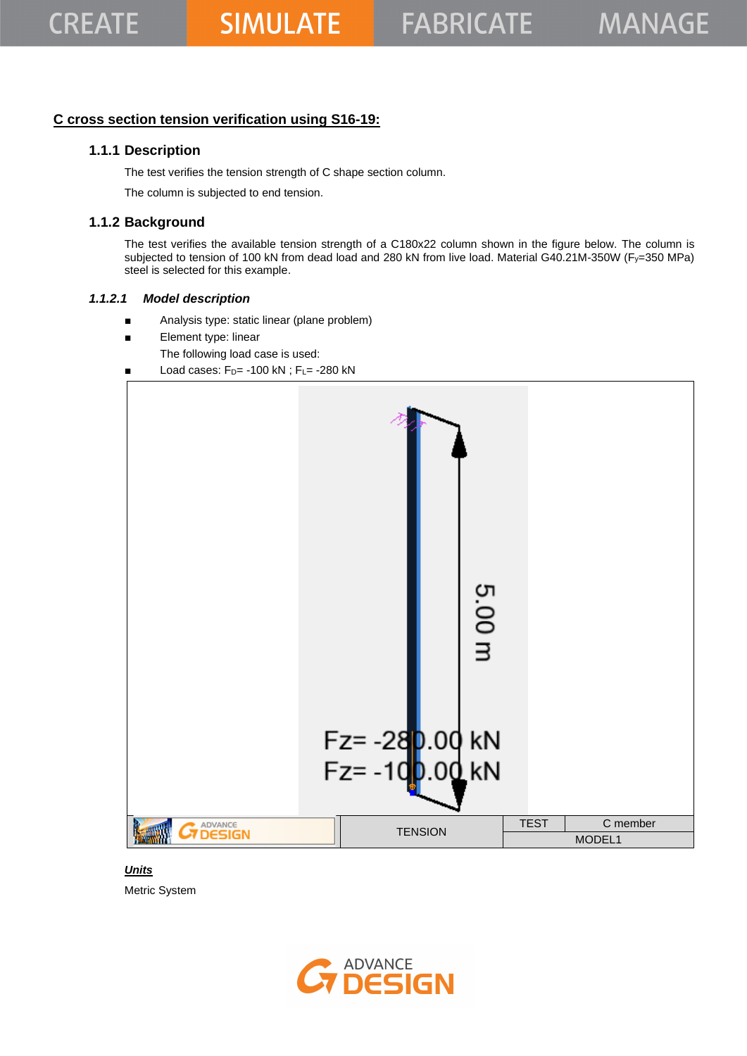## C cross section tension verification using S16-19:

### 1.1.1 Description

The test verifies the tension strength of C shape section column.

The column is subjected to end tension.

### 1.1.2 Background

The test verifies the available tension strength of a C180x22 column shown in the figure below. The column is subjected to tension of 100 kN from dead load and 280 kN from live load. Material G40.21M-350W ($F_y$=350 MPa) steel is selected for this example.

#### *1.1.2.1 Model description*

- Analysis type: static linear (plane problem)
- Element type: linear

  The following load case is used:
- Load cases: $F_D$= -100 kN ; $F_L$= -280 kN

| | TENSION | TEST | C member |
|---|---|---|---|
| | | MODEL1 | |

***Units***

Metric System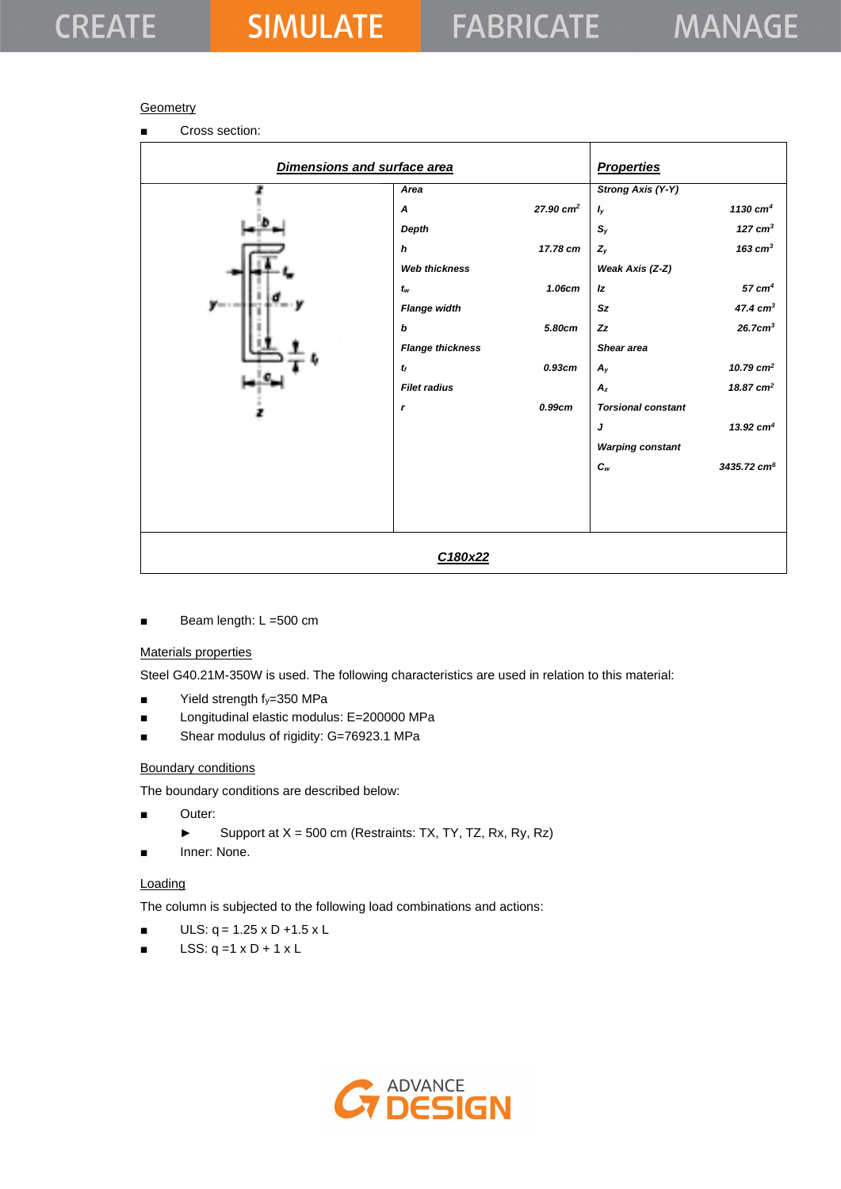Geometry

- Cross section:

| Dimensions and surface area | | | Properties | |
|---|---|---|---|---|
| | Area | | Strong Axis (Y-Y) | |
| | A | 27.90 $cm^2$ | $I_y$ | 1130 $cm^4$ |
| | Depth | | $S_y$ | 127 $cm^3$ |
| | h | 17.78 cm | $Z_y$ | 163 $cm^3$ |
| | Web thickness | | Weak Axis (Z-Z) | |
| | $t_w$ | 1.06cm | Iz | 57 $cm^4$ |
| | Flange width | | Sz | 47.4 $cm^3$ |
| | b | 5.80cm | Zz | 26.7$cm^3$ |
| | Flange thickness | | Shear area | |
| | $t_f$ | 0.93cm | $A_y$ | 10.79 $cm^2$ |
| | Filet radius | | $A_z$ | 18.87 $cm^2$ |
| | r | 0.99cm | Torsional constant | |
| | | | J | 13.92 $cm^4$ |
| | | | Warping constant | |
| | | | $C_w$ | 3435.72 $cm^6$ |
| C180x22 | | | | |

- Beam length: L =500 cm

Materials properties

Steel G40.21M-350W is used. The following characteristics are used in relation to this material:

- Yield strength $f_y$=350 MPa
- Longitudinal elastic modulus: E=200000 MPa
- Shear modulus of rigidity: G=76923.1 MPa

Boundary conditions

The boundary conditions are described below:

- Outer:
  - Support at X = 500 cm (Restraints: TX, TY, TZ, Rx, Ry, Rz)
- Inner: None.

Loading

The column is subjected to the following load combinations and actions:

- ULS: q = 1.25 x D +1.5 x L
- LSS: q =1 x D + 1 x L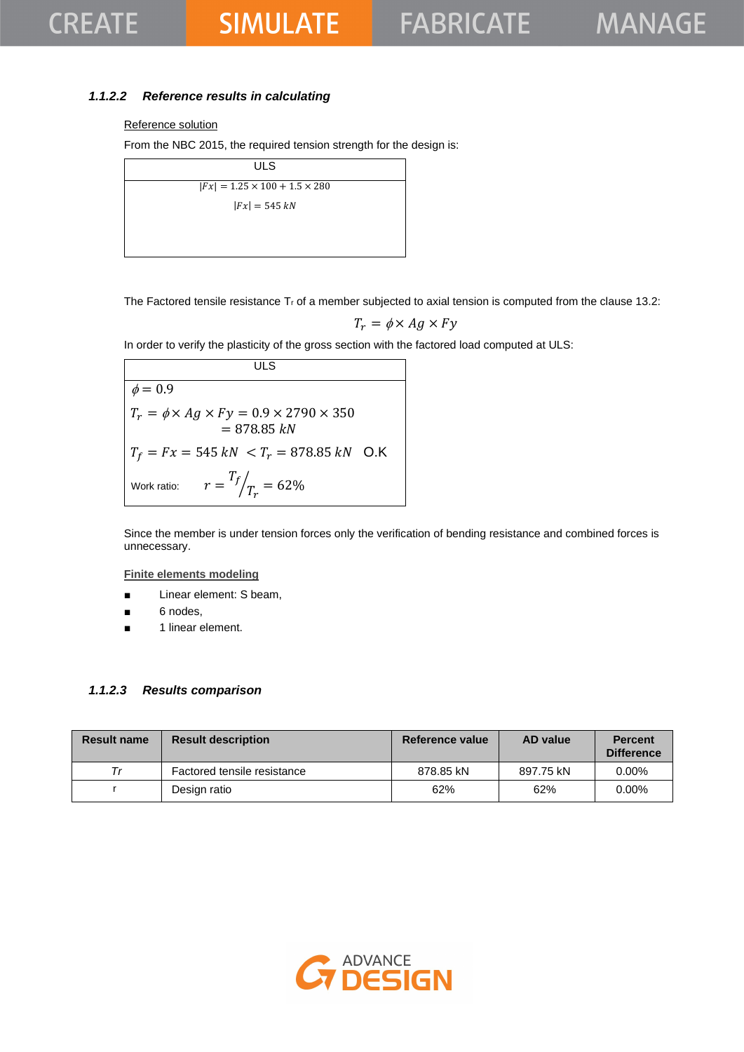### 1.1.2.2 *Reference results in calculating*

Reference solution

From the NBC 2015, the required tension strength for the design is:

| ULS |
|---|
| $\|Fx\| = 1.25 \times 100 + 1.5 \times 280$ <br> $\|Fx\| = 545\ kN$ |

The Factored tensile resistance $T_r$ of a member subjected to axial tension is computed from the clause 13.2:

$$T_r = \phi \times Ag \times Fy$$

In order to verify the plasticity of the gross section with the factored load computed at ULS:

| ULS |
|---|
| $\phi = 0.9$ <br> $T_r = \phi \times Ag \times Fy = 0.9 \times 2790 \times 350 = 878.85\ kN$ <br> $T_f = Fx = 545\ kN < T_r = 878.85\ kN$ O.K <br> Work ratio: $r = {T_f}/{T_r} = 62\%$ |

Since the member is under tension forces only the verification of bending resistance and combined forces is unnecessary.

Finite elements modeling

- Linear element: S beam,
- 6 nodes,
- 1 linear element.

### 1.1.2.3 *Results comparison*

| Result name | Result description | Reference value | AD value | Percent Difference |
|---|---|---|---|---|
| *Tr* | Factored tensile resistance | 878.85 kN | 897.75 kN | 0.00% |
| r | Design ratio | 62% | 62% | 0.00% |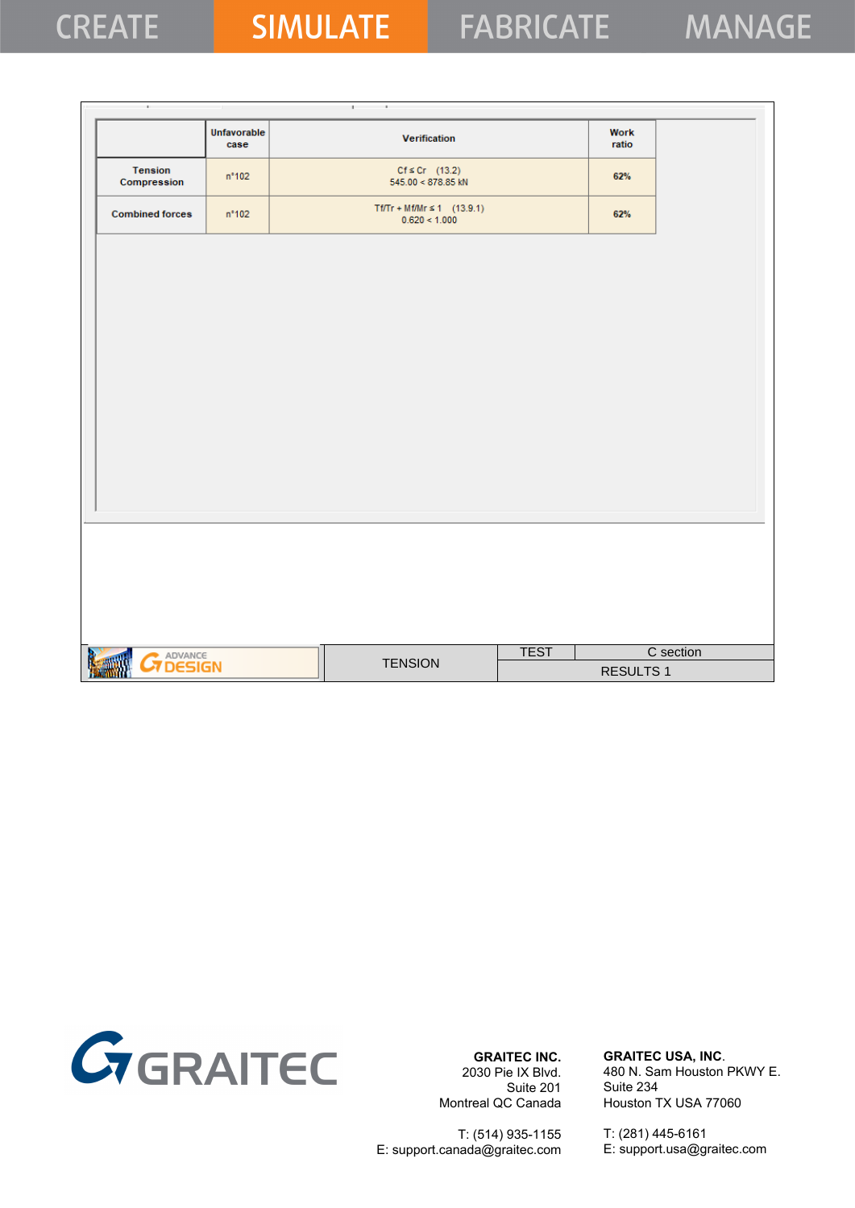| | Unfavorable case | Verification | Work ratio |
|---|---|---|---|
| Tension Compression | n°102 | $C_f \leq C_r$ (13.2) 545.00 < 878.85 kN | 62% |
| Combined forces | n°102 | $T_f/T_r + M_f/M_r \leq 1$ (13.9.1) 0.620 < 1.000 | 62% |

| | | | |
|---|---|---|---|
| ADVANCE DESIGN | TENSION | TEST | C section |
| | | RESULTS 1 | |

**GRAITEC INC.**
2030 Pie IX Blvd.
Suite 201
Montreal QC Canada

T: (514) 935-1155
E: support.canada@graitec.com

**GRAITEC USA, INC.**
480 N. Sam Houston PKWY E.
Suite 234
Houston TX USA 77060

T: (281) 445-6161
E: support.usa@graitec.com